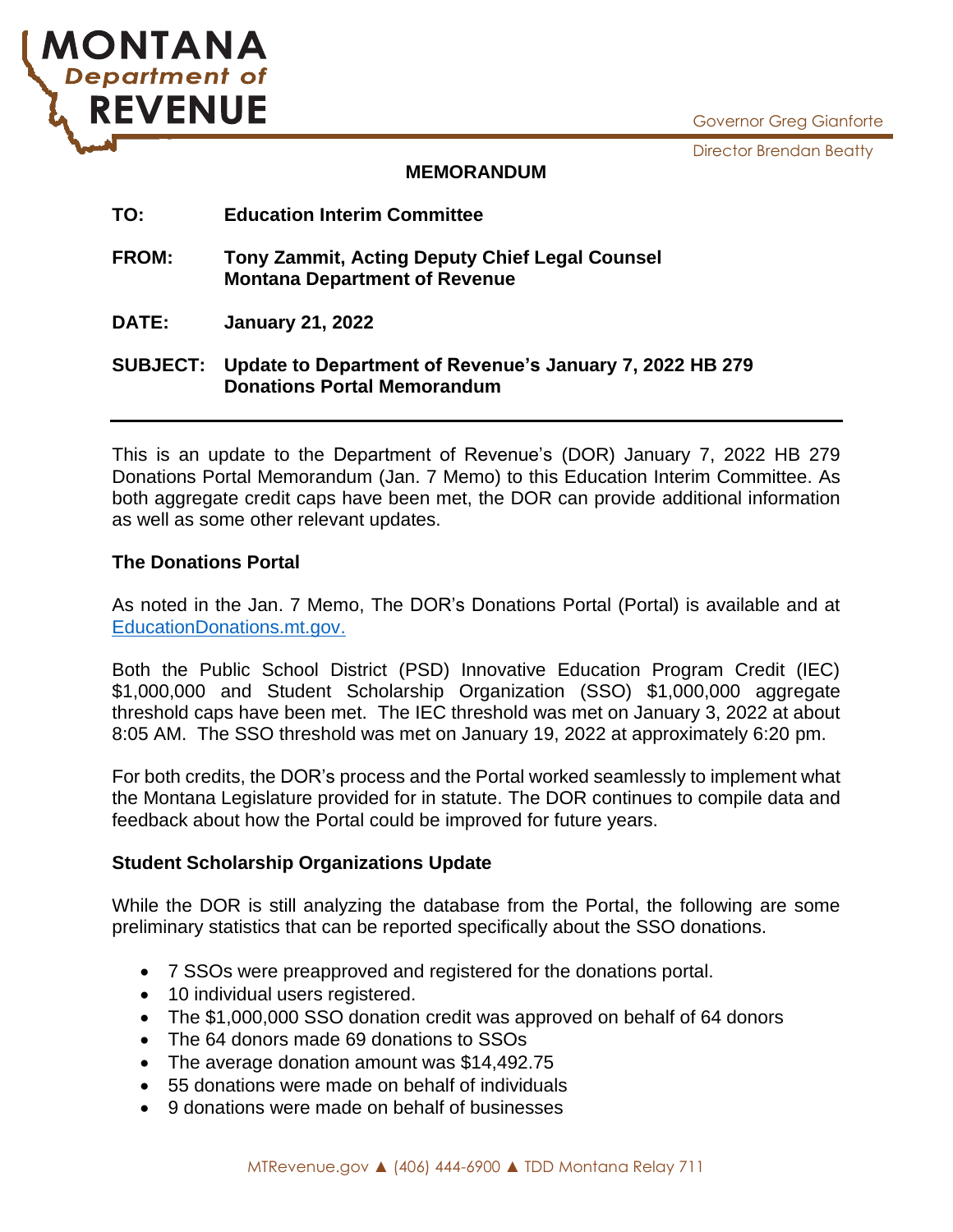# MONTANA Department of REVENUE

Governor Greg Gianforte

Director Brendan Beatty

## MEMORANDUM

**TO:** **Education Interim Committee**

**FROM:** **Tony Zammit, Acting Deputy Chief Legal Counsel**
**Montana Department of Revenue**

**DATE:** **January 21, 2022**

**SUBJECT:** **Update to Department of Revenue's January 7, 2022 HB 279 Donations Portal Memorandum**

---

This is an update to the Department of Revenue's (DOR) January 7, 2022 HB 279 Donations Portal Memorandum (Jan. 7 Memo) to this Education Interim Committee. As both aggregate credit caps have been met, the DOR can provide additional information as well as some other relevant updates.

### The Donations Portal

As noted in the Jan. 7 Memo, The DOR's Donations Portal (Portal) is available and at EducationDonations.mt.gov.

Both the Public School District (PSD) Innovative Education Program Credit (IEC) $1,000,000 and Student Scholarship Organization (SSO) $1,000,000 aggregate threshold caps have been met. The IEC threshold was met on January 3, 2022 at about 8:05 AM. The SSO threshold was met on January 19, 2022 at approximately 6:20 pm.

For both credits, the DOR's process and the Portal worked seamlessly to implement what the Montana Legislature provided for in statute. The DOR continues to compile data and feedback about how the Portal could be improved for future years.

### Student Scholarship Organizations Update

While the DOR is still analyzing the database from the Portal, the following are some preliminary statistics that can be reported specifically about the SSO donations.

- 7 SSOs were preapproved and registered for the donations portal.
- 10 individual users registered.
- The $1,000,000 SSO donation credit was approved on behalf of 64 donors
- The 64 donors made 69 donations to SSOs
- The average donation amount was $14,492.75
- 55 donations were made on behalf of individuals
- 9 donations were made on behalf of businesses

MTRevenue.gov ▲ (406) 444-6900 ▲ TDD Montana Relay 711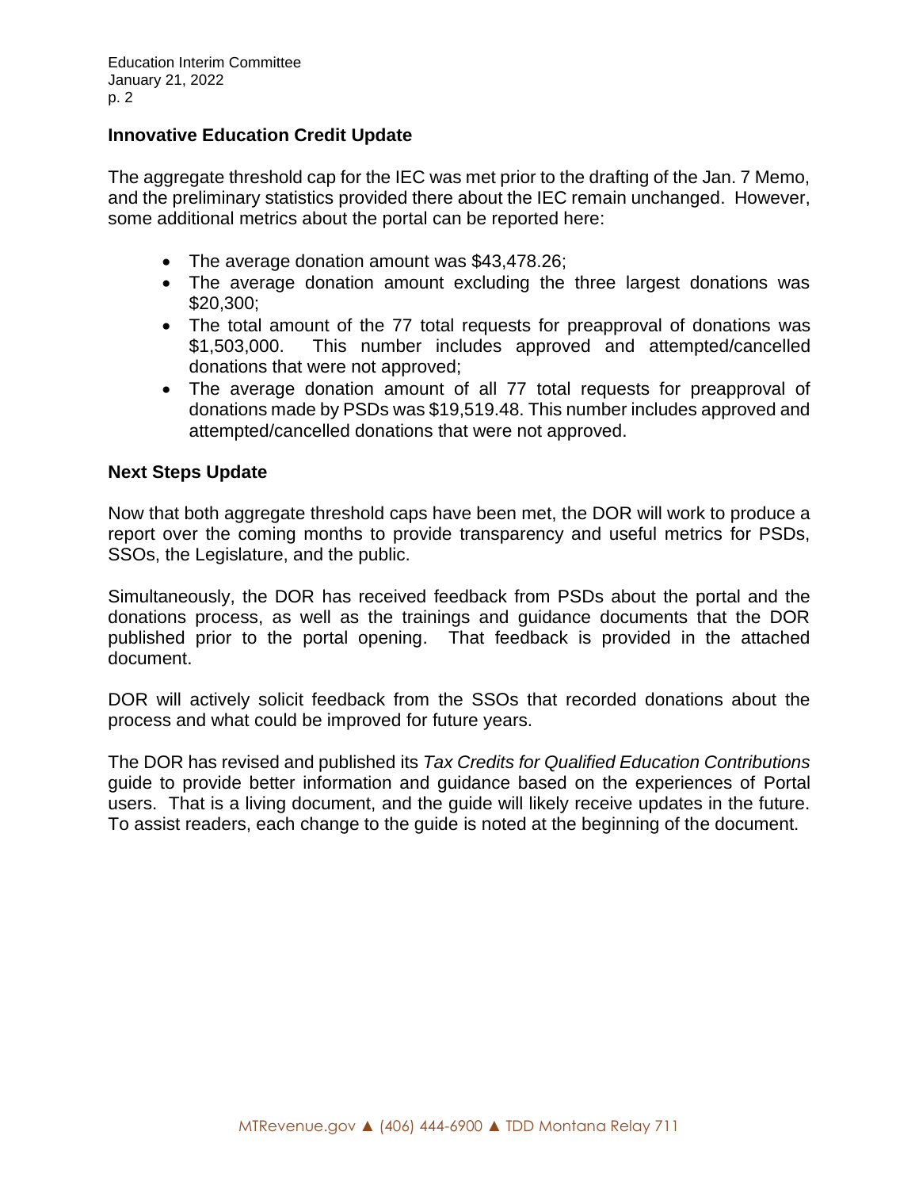## Innovative Education Credit Update

The aggregate threshold cap for the IEC was met prior to the drafting of the Jan. 7 Memo, and the preliminary statistics provided there about the IEC remain unchanged. However, some additional metrics about the portal can be reported here:

- The average donation amount was $43,478.26;
- The average donation amount excluding the three largest donations was $20,300;
- The total amount of the 77 total requests for preapproval of donations was $1,503,000. This number includes approved and attempted/cancelled donations that were not approved;
- The average donation amount of all 77 total requests for preapproval of donations made by PSDs was $19,519.48. This number includes approved and attempted/cancelled donations that were not approved.

## Next Steps Update

Now that both aggregate threshold caps have been met, the DOR will work to produce a report over the coming months to provide transparency and useful metrics for PSDs, SSOs, the Legislature, and the public.

Simultaneously, the DOR has received feedback from PSDs about the portal and the donations process, as well as the trainings and guidance documents that the DOR published prior to the portal opening. That feedback is provided in the attached document.

DOR will actively solicit feedback from the SSOs that recorded donations about the process and what could be improved for future years.

The DOR has revised and published its *Tax Credits for Qualified Education Contributions* guide to provide better information and guidance based on the experiences of Portal users. That is a living document, and the guide will likely receive updates in the future. To assist readers, each change to the guide is noted at the beginning of the document.